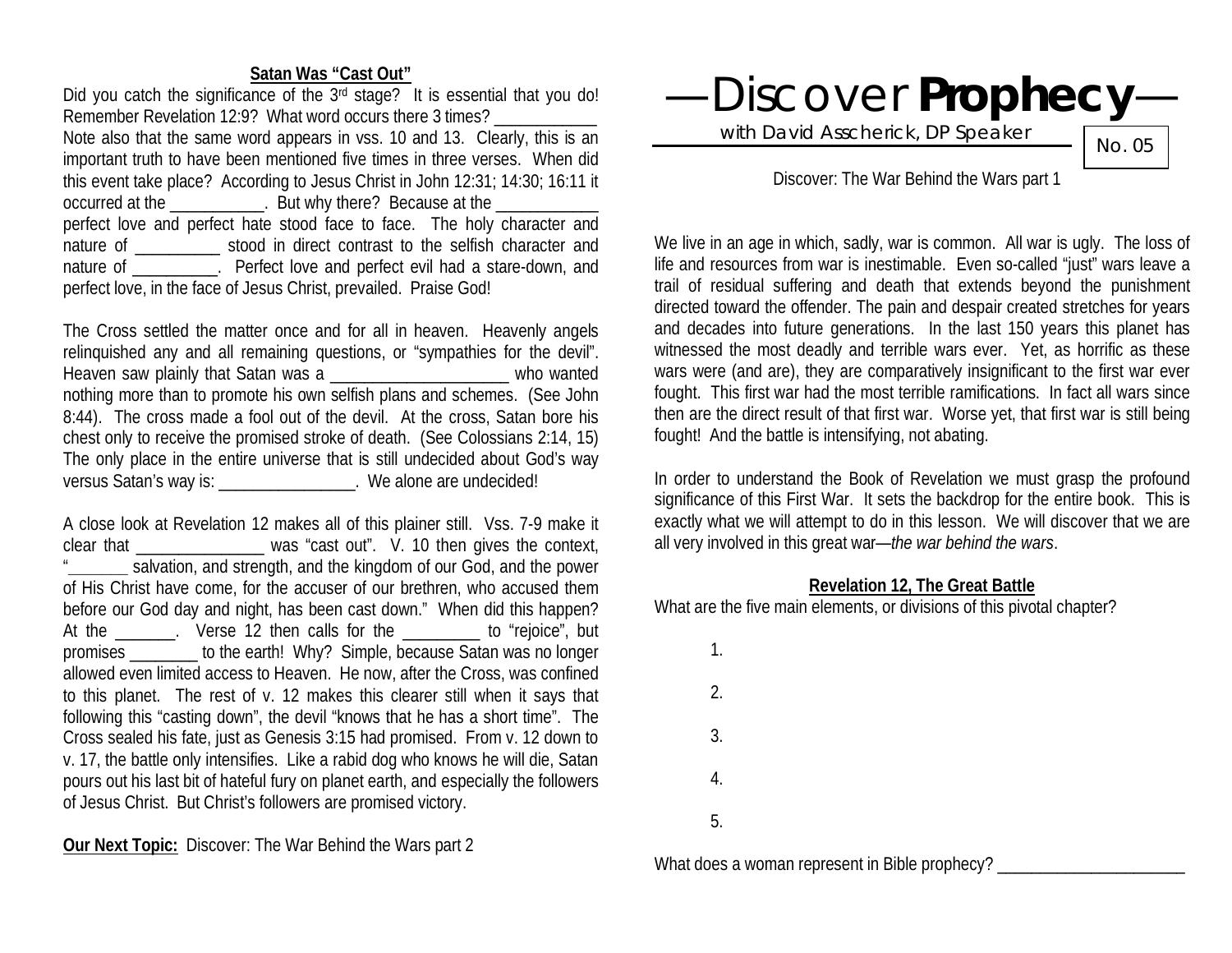# —Discover **Prophecy**—

with David Asscherick, DP Speaker

No. 05

Discover: The War Behind the Wars part 1

We live in an age in which, sadly, war is common. All war is ugly. The loss of life and resources from war is inestimable. Even so-called "just" wars leave a trail of residual suffering and death that extends beyond the punishment directed toward the offender. The pain and despair created stretches for years and decades into future generations. In the last 150 years this planet has witnessed the most deadly and terrible wars ever. Yet, as horrific as these wars were (and are), they are comparatively insignificant to the first war ever fought. This first war had the most terrible ramifications. In fact all wars since then are the direct result of that first war. Worse yet, that first war is still being fought! And the battle is intensifying, not abating.

In order to understand the Book of Revelation we must grasp the profound significance of this First War. It sets the backdrop for the entire book. This is exactly what we will attempt to do in this lesson. We will discover that we are all very involved in this great war—*the war behind the wars*.

## Revelation 12, The Great Battle

What are the five main elements, or divisions of this pivotal chapter?

1.

2.

3.

4.

5.

What does a woman represent in Bible prophecy? ______________________

## Satan Was "Cast Out"

Did you catch the significance of the 3rd stage? It is essential that you do! Remember Revelation 12:9? What word occurs there 3 times? ____________ Note also that the same word appears in vss. 10 and 13. Clearly, this is an important truth to have been mentioned five times in three verses. When did this event take place? According to Jesus Christ in John 12:31; 14:30; 16:11 it occurred at the ___________. But why there? Because at the ____________ perfect love and perfect hate stood face to face. The holy character and nature of __________ stood in direct contrast to the selfish character and nature of __________. Perfect love and perfect evil had a stare-down, and perfect love, in the face of Jesus Christ, prevailed. Praise God!

The Cross settled the matter once and for all in heaven. Heavenly angels relinquished any and all remaining questions, or "sympathies for the devil". Heaven saw plainly that Satan was a _____________________ who wanted nothing more than to promote his own selfish plans and schemes. (See John 8:44). The cross made a fool out of the devil. At the cross, Satan bore his chest only to receive the promised stroke of death. (See Colossians 2:14, 15) The only place in the entire universe that is still undecided about God's way versus Satan's way is: ________________. We alone are undecided!

A close look at Revelation 12 makes all of this plainer still. Vss. 7-9 make it clear that _______________ was "cast out". V. 10 then gives the context, "_______ salvation, and strength, and the kingdom of our God, and the power of His Christ have come, for the accuser of our brethren, who accused them before our God day and night, has been cast down." When did this happen? At the _______. Verse 12 then calls for the _________ to "rejoice", but promises ________ to the earth! Why? Simple, because Satan was no longer allowed even limited access to Heaven. He now, after the Cross, was confined to this planet. The rest of v. 12 makes this clearer still when it says that following this "casting down", the devil "knows that he has a short time". The Cross sealed his fate, just as Genesis 3:15 had promised. From v. 12 down to v. 17, the battle only intensifies. Like a rabid dog who knows he will die, Satan pours out his last bit of hateful fury on planet earth, and especially the followers of Jesus Christ. But Christ's followers are promised victory.

**Our Next Topic:** Discover: The War Behind the Wars part 2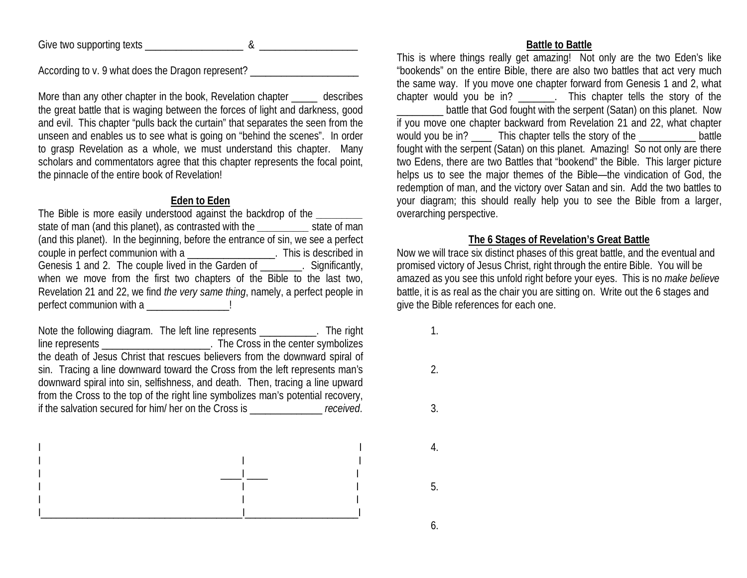Give two supporting texts ___________________ & ___________________

According to v. 9 what does the Dragon represent? _____________________

More than any other chapter in the book, Revelation chapter _____ describes the great battle that is waging between the forces of light and darkness, good and evil. This chapter "pulls back the curtain" that separates the seen from the unseen and enables us to see what is going on "behind the scenes". In order to grasp Revelation as a whole, we must understand this chapter. Many scholars and commentators agree that this chapter represents the focal point, the pinnacle of the entire book of Revelation!

## Eden to Eden

The Bible is more easily understood against the backdrop of the ________ state of man (and this planet), as contrasted with the _________ state of man (and this planet). In the beginning, before the entrance of sin, we see a perfect couple in perfect communion with a ________________. This is described in Genesis 1 and 2. The couple lived in the Garden of ________. Significantly, when we move from the first two chapters of the Bible to the last two, Revelation 21 and 22, we find *the very same thing*, namely, a perfect people in perfect communion with a _______________!

Note the following diagram. The left line represents ___________. The right line represents _____________________. The Cross in the center symbolizes the death of Jesus Christ that rescues believers from the downward spiral of sin. Tracing a line downward toward the Cross from the left represents man's downward spiral into sin, selfishness, and death. Then, tracing a line upward from the Cross to the top of the right line symbolizes man's potential recovery, if the salvation secured for him/ her on the Cross is _____________ *received*.

```
I                                                                   I
I                                          I                        I
I                                      ____I____                    I
I                                          I                        I
I                                          I                        I
I__________________________________________I________________________I
```

## Battle to Battle

This is where things really get amazing! Not only are the two Eden's like "bookends" on the entire Bible, there are also two battles that act very much the same way. If you move one chapter forward from Genesis 1 and 2, what chapter would you be in? _______. This chapter tells the story of the ________ battle that God fought with the serpent (Satan) on this planet. Now if you move one chapter backward from Revelation 21 and 22, what chapter would you be in? ____ This chapter tells the story of the ___________ battle fought with the serpent (Satan) on this planet. Amazing! So not only are there two Edens, there are two Battles that "bookend" the Bible. This larger picture helps us to see the major themes of the Bible—the vindication of God, the redemption of man, and the victory over Satan and sin. Add the two battles to your diagram; this should really help you to see the Bible from a larger, overarching perspective.

## The 6 Stages of Revelation's Great Battle

Now we will trace six distinct phases of this great battle, and the eventual and promised victory of Jesus Christ, right through the entire Bible. You will be amazed as you see this unfold right before your eyes. This is no *make believe* battle, it is as real as the chair you are sitting on. Write out the 6 stages and give the Bible references for each one.

1.

2.

3.

4.

5.

6.